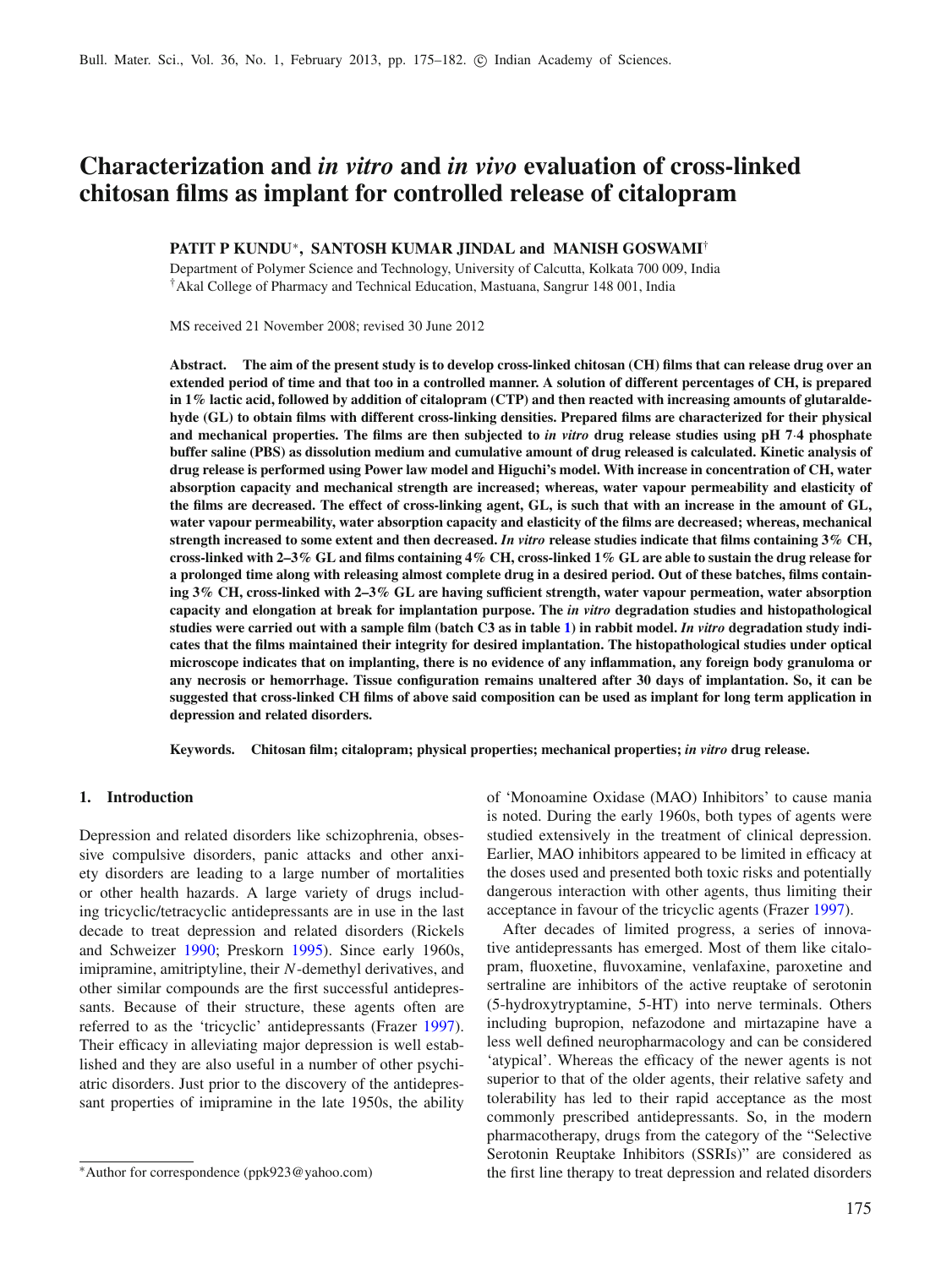# Characterization and *in vitro* and *in vivo* evaluation of cross-linked chitosan films as implant for controlled release of citalopram

**PATIT P KUNDU*, SANTOSH KUMAR JINDAL and MANISH GOSWAMI†**

Department of Polymer Science and Technology, University of Calcutta, Kolkata 700 009, India
†Akal College of Pharmacy and Technical Education, Mastuana, Sangrur 148 001, India

MS received 21 November 2008; revised 30 June 2012

**Abstract.** **The aim of the present study is to develop cross-linked chitosan (CH) films that can release drug over an extended period of time and that too in a controlled manner. A solution of different percentages of CH, is prepared in 1% lactic acid, followed by addition of citalopram (CTP) and then reacted with increasing amounts of glutaraldehyde (GL) to obtain films with different cross-linking densities. Prepared films are characterized for their physical and mechanical properties. The films are then subjected to *in vitro* drug release studies using pH 7·4 phosphate buffer saline (PBS) as dissolution medium and cumulative amount of drug released is calculated. Kinetic analysis of drug release is performed using Power law model and Higuchi's model. With increase in concentration of CH, water absorption capacity and mechanical strength are increased; whereas, water vapour permeability and elasticity of the films are decreased. The effect of cross-linking agent, GL, is such that with an increase in the amount of GL, water vapour permeability, water absorption capacity and elasticity of the films are decreased; whereas, mechanical strength increased to some extent and then decreased. *In vitro* release studies indicate that films containing 3% CH, cross-linked with 2–3% GL and films containing 4% CH, cross-linked 1% GL are able to sustain the drug release for a prolonged time along with releasing almost complete drug in a desired period. Out of these batches, films containing 3% CH, cross-linked with 2–3% GL are having sufficient strength, water vapour permeation, water absorption capacity and elongation at break for implantation purpose. The *in vitro* degradation studies and histopathological studies were carried out with a sample film (batch C3 as in table 1) in rabbit model. *In vitro* degradation study indicates that the films maintained their integrity for desired implantation. The histopathological studies under optical microscope indicates that on implanting, there is no evidence of any inflammation, any foreign body granuloma or any necrosis or hemorrhage. Tissue configuration remains unaltered after 30 days of implantation. So, it can be suggested that cross-linked CH films of above said composition can be used as implant for long term application in depression and related disorders.**

**Keywords.** **Chitosan film; citalopram; physical properties; mechanical properties; *in vitro* drug release.**

## 1. Introduction

Depression and related disorders like schizophrenia, obsessive compulsive disorders, panic attacks and other anxiety disorders are leading to a large number of mortalities or other health hazards. A large variety of drugs including tricyclic/tetracyclic antidepressants are in use in the last decade to treat depression and related disorders (Rickels and Schweizer 1990; Preskorn 1995). Since early 1960s, imipramine, amitriptyline, their *N*-demethyl derivatives, and other similar compounds are the first successful antidepressants. Because of their structure, these agents often are referred to as the 'tricyclic' antidepressants (Frazer 1997). Their efficacy in alleviating major depression is well established and they are also useful in a number of other psychiatric disorders. Just prior to the discovery of the antidepressant properties of imipramine in the late 1950s, the ability of 'Monoamine Oxidase (MAO) Inhibitors' to cause mania is noted. During the early 1960s, both types of agents were studied extensively in the treatment of clinical depression. Earlier, MAO inhibitors appeared to be limited in efficacy at the doses used and presented both toxic risks and potentially dangerous interaction with other agents, thus limiting their acceptance in favour of the tricyclic agents (Frazer 1997).

After decades of limited progress, a series of innovative antidepressants has emerged. Most of them like citalopram, fluoxetine, fluvoxamine, venlafaxine, paroxetine and sertraline are inhibitors of the active reuptake of serotonin (5-hydroxytryptamine, 5-HT) into nerve terminals. Others including bupropion, nefazodone and mirtazapine have a less well defined neuropharmacology and can be considered 'atypical'. Whereas the efficacy of the newer agents is not superior to that of the older agents, their relative safety and tolerability has led to their rapid acceptance as the most commonly prescribed antidepressants. So, in the modern pharmacotherapy, drugs from the category of the "Selective Serotonin Reuptake Inhibitors (SSRIs)" are considered as the first line therapy to treat depression and related disorders

*Author for correspondence (ppk923@yahoo.com)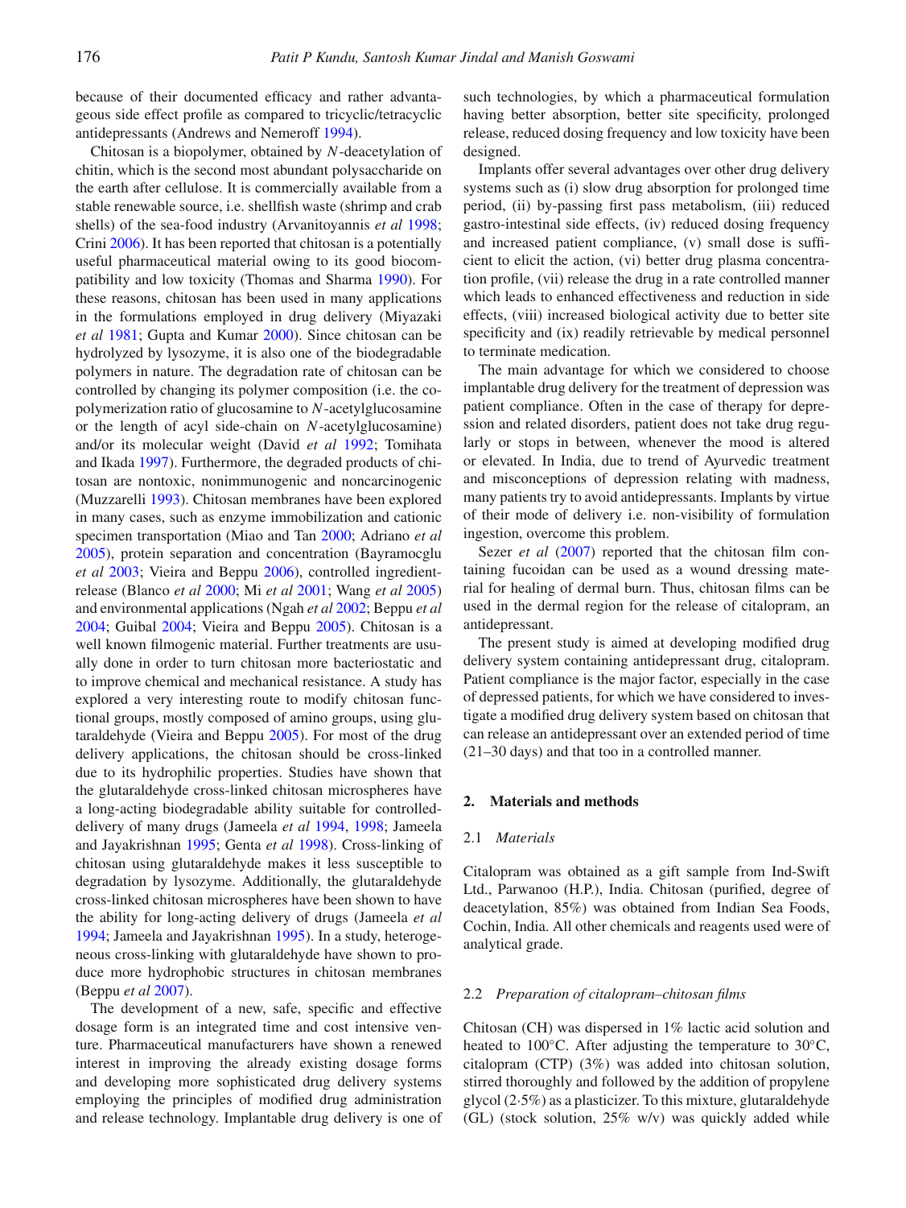because of their documented efficacy and rather advantageous side effect profile as compared to tricyclic/tetracyclic antidepressants (Andrews and Nemeroff 1994).

Chitosan is a biopolymer, obtained by *N*-deacetylation of chitin, which is the second most abundant polysaccharide on the earth after cellulose. It is commercially available from a stable renewable source, i.e. shellfish waste (shrimp and crab shells) of the sea-food industry (Arvanitoyannis *et al* 1998; Crini 2006). It has been reported that chitosan is a potentially useful pharmaceutical material owing to its good biocompatibility and low toxicity (Thomas and Sharma 1990). For these reasons, chitosan has been used in many applications in the formulations employed in drug delivery (Miyazaki *et al* 1981; Gupta and Kumar 2000). Since chitosan can be hydrolyzed by lysozyme, it is also one of the biodegradable polymers in nature. The degradation rate of chitosan can be controlled by changing its polymer composition (i.e. the copolymerization ratio of glucosamine to *N*-acetylglucosamine or the length of acyl side-chain on *N*-acetylglucosamine) and/or its molecular weight (David *et al* 1992; Tomihata and Ikada 1997). Furthermore, the degraded products of chitosan are nontoxic, nonimmunogenic and noncarcinogenic (Muzzarelli 1993). Chitosan membranes have been explored in many cases, such as enzyme immobilization and cationic specimen transportation (Miao and Tan 2000; Adriano *et al* 2005), protein separation and concentration (Bayramocglu *et al* 2003; Vieira and Beppu 2006), controlled ingredient-release (Blanco *et al* 2000; Mi *et al* 2001; Wang *et al* 2005) and environmental applications (Ngah *et al* 2002; Beppu *et al* 2004; Guibal 2004; Vieira and Beppu 2005). Chitosan is a well known filmogenic material. Further treatments are usually done in order to turn chitosan more bacteriostatic and to improve chemical and mechanical resistance. A study has explored a very interesting route to modify chitosan functional groups, mostly composed of amino groups, using glutaraldehyde (Vieira and Beppu 2005). For most of the drug delivery applications, the chitosan should be cross-linked due to its hydrophilic properties. Studies have shown that the glutaraldehyde cross-linked chitosan microspheres have a long-acting biodegradable ability suitable for controlled-delivery of many drugs (Jameela *et al* 1994, 1998; Jameela and Jayakrishnan 1995; Genta *et al* 1998). Cross-linking of chitosan using glutaraldehyde makes it less susceptible to degradation by lysozyme. Additionally, the glutaraldehyde cross-linked chitosan microspheres have been shown to have the ability for long-acting delivery of drugs (Jameela *et al* 1994; Jameela and Jayakrishnan 1995). In a study, heterogeneous cross-linking with glutaraldehyde have shown to produce more hydrophobic structures in chitosan membranes (Beppu *et al* 2007).

The development of a new, safe, specific and effective dosage form is an integrated time and cost intensive venture. Pharmaceutical manufacturers have shown a renewed interest in improving the already existing dosage forms and developing more sophisticated drug delivery systems employing the principles of modified drug administration and release technology. Implantable drug delivery is one of such technologies, by which a pharmaceutical formulation having better absorption, better site specificity, prolonged release, reduced dosing frequency and low toxicity have been designed.

Implants offer several advantages over other drug delivery systems such as (i) slow drug absorption for prolonged time period, (ii) by-passing first pass metabolism, (iii) reduced gastro-intestinal side effects, (iv) reduced dosing frequency and increased patient compliance, (v) small dose is sufficient to elicit the action, (vi) better drug plasma concentration profile, (vii) release the drug in a rate controlled manner which leads to enhanced effectiveness and reduction in side effects, (viii) increased biological activity due to better site specificity and (ix) readily retrievable by medical personnel to terminate medication.

The main advantage for which we considered to choose implantable drug delivery for the treatment of depression was patient compliance. Often in the case of therapy for depression and related disorders, patient does not take drug regularly or stops in between, whenever the mood is altered or elevated. In India, due to trend of Ayurvedic treatment and misconceptions of depression relating with madness, many patients try to avoid antidepressants. Implants by virtue of their mode of delivery i.e. non-visibility of formulation ingestion, overcome this problem.

Sezer *et al* (2007) reported that the chitosan film containing fucoidan can be used as a wound dressing material for healing of dermal burn. Thus, chitosan films can be used in the dermal region for the release of citalopram, an antidepressant.

The present study is aimed at developing modified drug delivery system containing antidepressant drug, citalopram. Patient compliance is the major factor, especially in the case of depressed patients, for which we have considered to investigate a modified drug delivery system based on chitosan that can release an antidepressant over an extended period of time (21–30 days) and that too in a controlled manner.

## 2. Materials and methods

### 2.1 *Materials*

Citalopram was obtained as a gift sample from Ind-Swift Ltd., Parwanoo (H.P.), India. Chitosan (purified, degree of deacetylation, 85%) was obtained from Indian Sea Foods, Cochin, India. All other chemicals and reagents used were of analytical grade.

### 2.2 *Preparation of citalopram–chitosan films*

Chitosan (CH) was dispersed in 1% lactic acid solution and heated to 100°C. After adjusting the temperature to 30°C, citalopram (CTP) (3%) was added into chitosan solution, stirred thoroughly and followed by the addition of propylene glycol (2·5%) as a plasticizer. To this mixture, glutaraldehyde (GL) (stock solution, 25% w/v) was quickly added while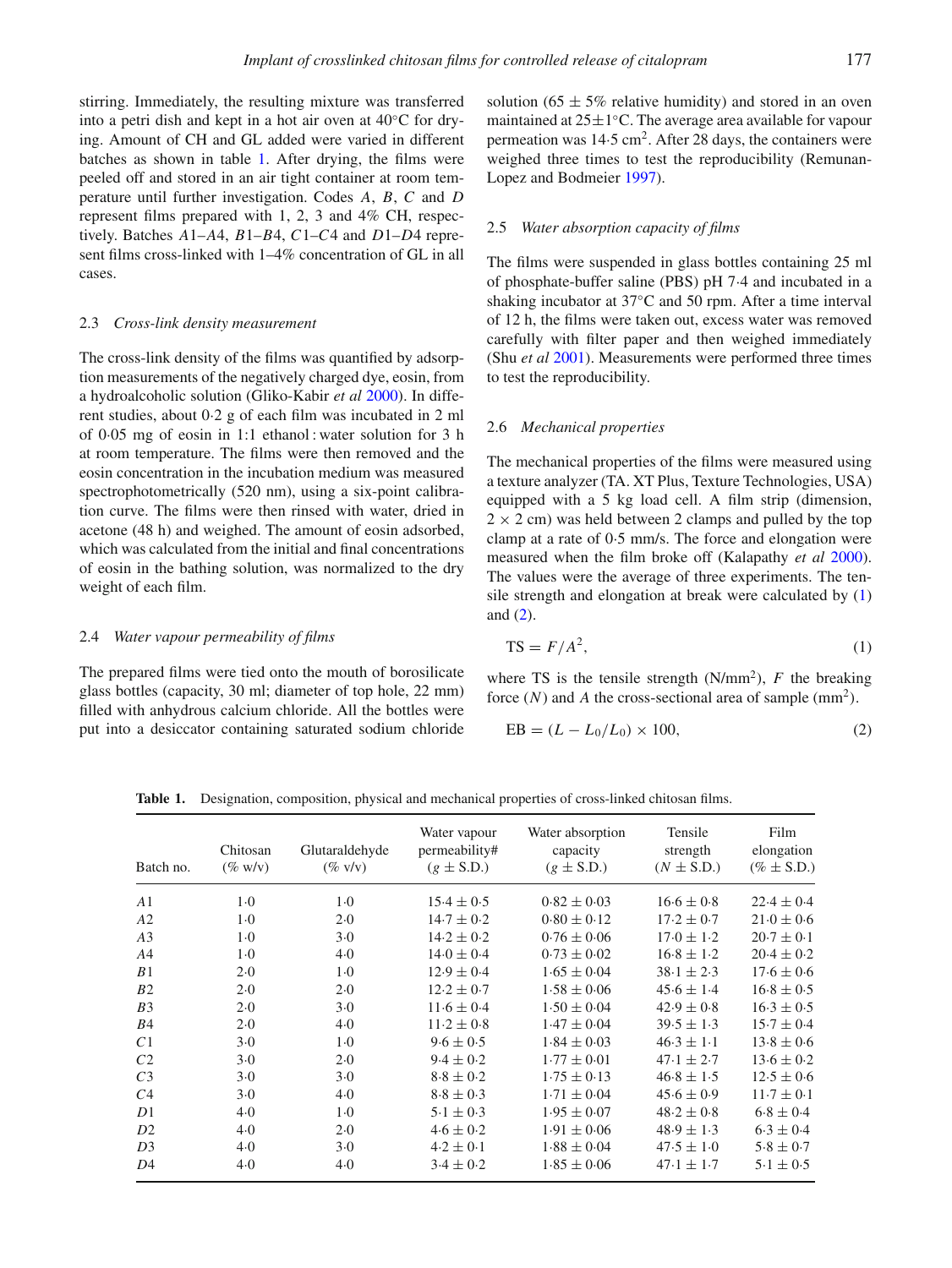stirring. Immediately, the resulting mixture was transferred into a petri dish and kept in a hot air oven at 40°C for drying. Amount of CH and GL added were varied in different batches as shown in table 1. After drying, the films were peeled off and stored in an air tight container at room temperature until further investigation. Codes *A*, *B*, *C* and *D* represent films prepared with 1, 2, 3 and 4% CH, respectively. Batches *A*1–*A*4, *B*1–*B*4, *C*1–*C*4 and *D*1–*D*4 represent films cross-linked with 1–4% concentration of GL in all cases.

### 2.3 *Cross-link density measurement*

The cross-link density of the films was quantified by adsorption measurements of the negatively charged dye, eosin, from a hydroalcoholic solution (Gliko-Kabir *et al* 2000). In different studies, about 0·2 g of each film was incubated in 2 ml of 0·05 mg of eosin in 1:1 ethanol : water solution for 3 h at room temperature. The films were then removed and the eosin concentration in the incubation medium was measured spectrophotometrically (520 nm), using a six-point calibration curve. The films were then rinsed with water, dried in acetone (48 h) and weighed. The amount of eosin adsorbed, which was calculated from the initial and final concentrations of eosin in the bathing solution, was normalized to the dry weight of each film.

### 2.4 *Water vapour permeability of films*

The prepared films were tied onto the mouth of borosilicate glass bottles (capacity, 30 ml; diameter of top hole, 22 mm) filled with anhydrous calcium chloride. All the bottles were put into a desiccator containing saturated sodium chloride solution (65 ± 5% relative humidity) and stored in an oven maintained at 25±1°C. The average area available for vapour permeation was 14·5 cm$^2$. After 28 days, the containers were weighed three times to test the reproducibility (Remunan-Lopez and Bodmeier 1997).

### 2.5 *Water absorption capacity of films*

The films were suspended in glass bottles containing 25 ml of phosphate-buffer saline (PBS) pH 7·4 and incubated in a shaking incubator at 37°C and 50 rpm. After a time interval of 12 h, the films were taken out, excess water was removed carefully with filter paper and then weighed immediately (Shu *et al* 2001). Measurements were performed three times to test the reproducibility.

### 2.6 *Mechanical properties*

The mechanical properties of the films were measured using a texture analyzer (TA. XT Plus, Texture Technologies, USA) equipped with a 5 kg load cell. A film strip (dimension, 2 × 2 cm) was held between 2 clamps and pulled by the top clamp at a rate of 0·5 mm/s. The force and elongation were measured when the film broke off (Kalapathy *et al* 2000). The values were the average of three experiments. The tensile strength and elongation at break were calculated by (1) and (2).

$$\mathrm{TS} = F/A^2, \tag{1}$$

where TS is the tensile strength (N/mm$^2$), $F$ the breaking force ($N$) and $A$ the cross-sectional area of sample (mm$^2$).

$$\mathrm{EB} = (L - L_0/L_0) \times 100, \tag{2}$$

**Table 1.** Designation, composition, physical and mechanical properties of cross-linked chitosan films.

| Batch no. | Chitosan (% w/v) | Glutaraldehyde (% v/v) | Water vapour permeability# ($g$ ± S.D.) | Water absorption capacity ($g$ ± S.D.) | Tensile strength ($N$ ± S.D.) | Film elongation (% ± S.D.) |
|---|---|---|---|---|---|---|
| *A*1 | 1·0 | 1·0 | 15·4 ± 0·5 | 0·82 ± 0·03 | 16·6 ± 0·8 | 22·4 ± 0·4 |
| *A*2 | 1·0 | 2·0 | 14·7 ± 0·2 | 0·80 ± 0·12 | 17·2 ± 0·7 | 21·0 ± 0·6 |
| *A*3 | 1·0 | 3·0 | 14·2 ± 0·2 | 0·76 ± 0·06 | 17·0 ± 1·2 | 20·7 ± 0·1 |
| *A*4 | 1·0 | 4·0 | 14·0 ± 0·4 | 0·73 ± 0·02 | 16·8 ± 1·2 | 20·4 ± 0·2 |
| *B*1 | 2·0 | 1·0 | 12·9 ± 0·4 | 1·65 ± 0·04 | 38·1 ± 2·3 | 17·6 ± 0·6 |
| *B*2 | 2·0 | 2·0 | 12·2 ± 0·7 | 1·58 ± 0·06 | 45·6 ± 1·4 | 16·8 ± 0·5 |
| *B*3 | 2·0 | 3·0 | 11·6 ± 0·4 | 1·50 ± 0·04 | 42·9 ± 0·8 | 16·3 ± 0·5 |
| *B*4 | 2·0 | 4·0 | 11·2 ± 0·8 | 1·47 ± 0·04 | 39·5 ± 1·3 | 15·7 ± 0·4 |
| *C*1 | 3·0 | 1·0 | 9·6 ± 0·5 | 1·84 ± 0·03 | 46·3 ± 1·1 | 13·8 ± 0·6 |
| *C*2 | 3·0 | 2·0 | 9·4 ± 0·2 | 1·77 ± 0·01 | 47·1 ± 2·7 | 13·6 ± 0·2 |
| *C*3 | 3·0 | 3·0 | 8·8 ± 0·2 | 1·75 ± 0·13 | 46·8 ± 1·5 | 12·5 ± 0·6 |
| *C*4 | 3·0 | 4·0 | 8·8 ± 0·3 | 1·71 ± 0·04 | 45·6 ± 0·9 | 11·7 ± 0·1 |
| *D*1 | 4·0 | 1·0 | 5·1 ± 0·3 | 1·95 ± 0·07 | 48·2 ± 0·8 | 6·8 ± 0·4 |
| *D*2 | 4·0 | 2·0 | 4·6 ± 0·2 | 1·91 ± 0·06 | 48·9 ± 1·3 | 6·3 ± 0·4 |
| *D*3 | 4·0 | 3·0 | 4·2 ± 0·1 | 1·88 ± 0·04 | 47·5 ± 1·0 | 5·8 ± 0·7 |
| *D*4 | 4·0 | 4·0 | 3·4 ± 0·2 | 1·85 ± 0·06 | 47·1 ± 1·7 | 5·1 ± 0·5 |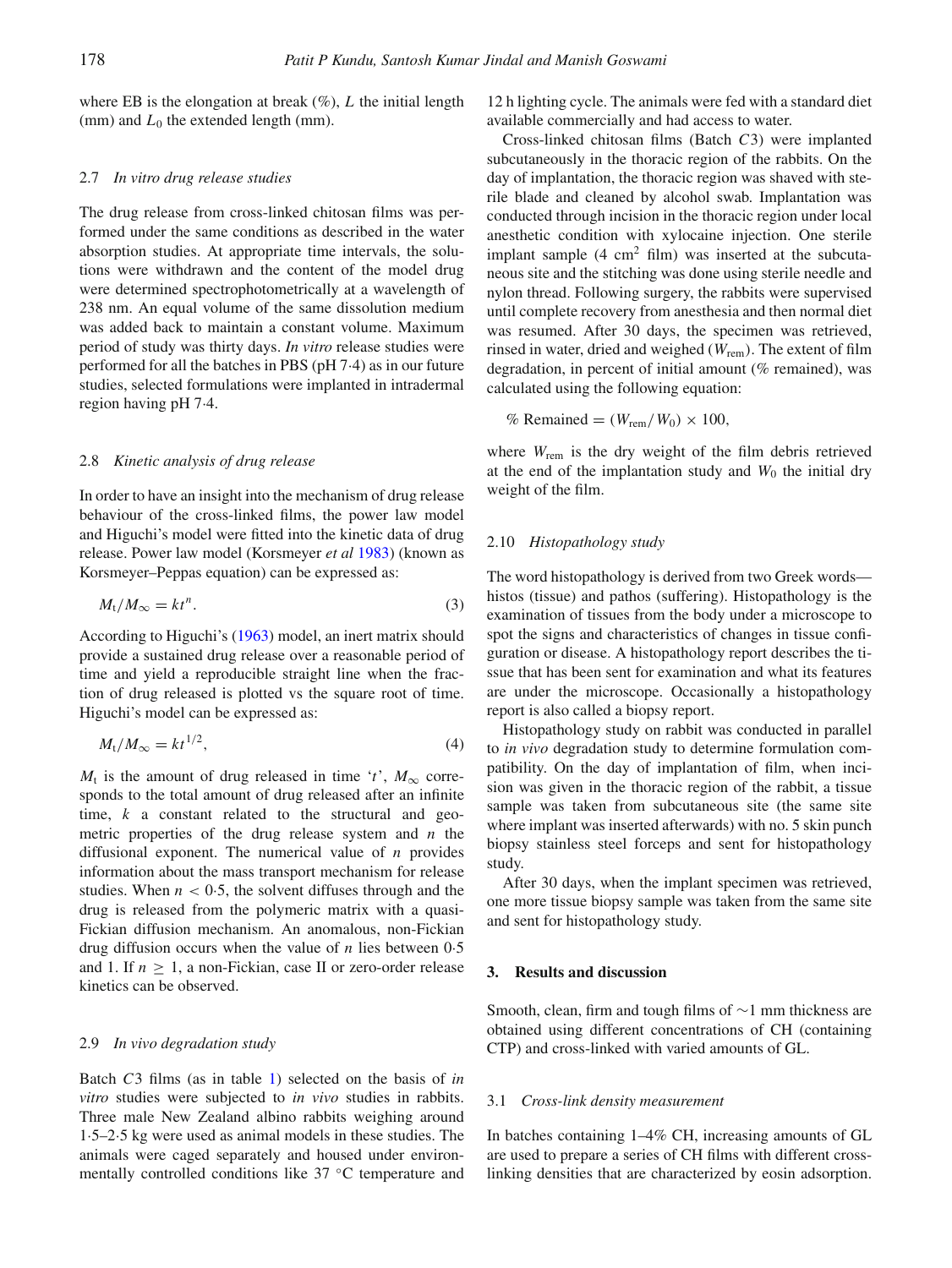where EB is the elongation at break (%), $L$ the initial length (mm) and $L_0$ the extended length (mm).

### 2.7 *In vitro drug release studies*

The drug release from cross-linked chitosan films was performed under the same conditions as described in the water absorption studies. At appropriate time intervals, the solutions were withdrawn and the content of the model drug were determined spectrophotometrically at a wavelength of 238 nm. An equal volume of the same dissolution medium was added back to maintain a constant volume. Maximum period of study was thirty days. *In vitro* release studies were performed for all the batches in PBS (pH 7·4) as in our future studies, selected formulations were implanted in intradermal region having pH 7·4.

### 2.8 *Kinetic analysis of drug release*

In order to have an insight into the mechanism of drug release behaviour of the cross-linked films, the power law model and Higuchi's model were fitted into the kinetic data of drug release. Power law model (Korsmeyer *et al* 1983) (known as Korsmeyer–Peppas equation) can be expressed as:

$$M_t/M_\infty = kt^n. \tag{3}$$

According to Higuchi's (1963) model, an inert matrix should provide a sustained drug release over a reasonable period of time and yield a reproducible straight line when the fraction of drug released is plotted vs the square root of time. Higuchi's model can be expressed as:

$$M_t/M_\infty = kt^{1/2}, \tag{4}$$

$M_t$ is the amount of drug released in time '$t$', $M_\infty$ corresponds to the total amount of drug released after an infinite time, $k$ a constant related to the structural and geometric properties of the drug release system and $n$ the diffusional exponent. The numerical value of $n$ provides information about the mass transport mechanism for release studies. When $n < 0{\cdot}5$, the solvent diffuses through and the drug is released from the polymeric matrix with a quasi-Fickian diffusion mechanism. An anomalous, non-Fickian drug diffusion occurs when the value of $n$ lies between 0·5 and 1. If $n \geq 1$, a non-Fickian, case II or zero-order release kinetics can be observed.

### 2.9 *In vivo degradation study*

Batch *C*3 films (as in table 1) selected on the basis of *in vitro* studies were subjected to *in vivo* studies in rabbits. Three male New Zealand albino rabbits weighing around 1·5–2·5 kg were used as animal models in these studies. The animals were caged separately and housed under environmentally controlled conditions like 37 °C temperature and 12 h lighting cycle. The animals were fed with a standard diet available commercially and had access to water.

Cross-linked chitosan films (Batch *C*3) were implanted subcutaneously in the thoracic region of the rabbits. On the day of implantation, the thoracic region was shaved with sterile blade and cleaned by alcohol swab. Implantation was conducted through incision in the thoracic region under local anesthetic condition with xylocaine injection. One sterile implant sample (4 $cm^2$ film) was inserted at the subcutaneous site and the stitching was done using sterile needle and nylon thread. Following surgery, the rabbits were supervised until complete recovery from anesthesia and then normal diet was resumed. After 30 days, the specimen was retrieved, rinsed in water, dried and weighed ($W_{rem}$). The extent of film degradation, in percent of initial amount (% remained), was calculated using the following equation:

$$\%\ \text{Remained} = (W_{rem}/W_0) \times 100,$$

where $W_{rem}$ is the dry weight of the film debris retrieved at the end of the implantation study and $W_0$ the initial dry weight of the film.

### 2.10 *Histopathology study*

The word histopathology is derived from two Greek words—histos (tissue) and pathos (suffering). Histopathology is the examination of tissues from the body under a microscope to spot the signs and characteristics of changes in tissue configuration or disease. A histopathology report describes the tissue that has been sent for examination and what its features are under the microscope. Occasionally a histopathology report is also called a biopsy report.

Histopathology study on rabbit was conducted in parallel to *in vivo* degradation study to determine formulation compatibility. On the day of implantation of film, when incision was given in the thoracic region of the rabbit, a tissue sample was taken from subcutaneous site (the same site where implant was inserted afterwards) with no. 5 skin punch biopsy stainless steel forceps and sent for histopathology study.

After 30 days, when the implant specimen was retrieved, one more tissue biopsy sample was taken from the same site and sent for histopathology study.

## 3. Results and discussion

Smooth, clean, firm and tough films of ∼1 mm thickness are obtained using different concentrations of CH (containing CTP) and cross-linked with varied amounts of GL.

### 3.1 *Cross-link density measurement*

In batches containing 1–4% CH, increasing amounts of GL are used to prepare a series of CH films with different cross-linking densities that are characterized by eosin adsorption.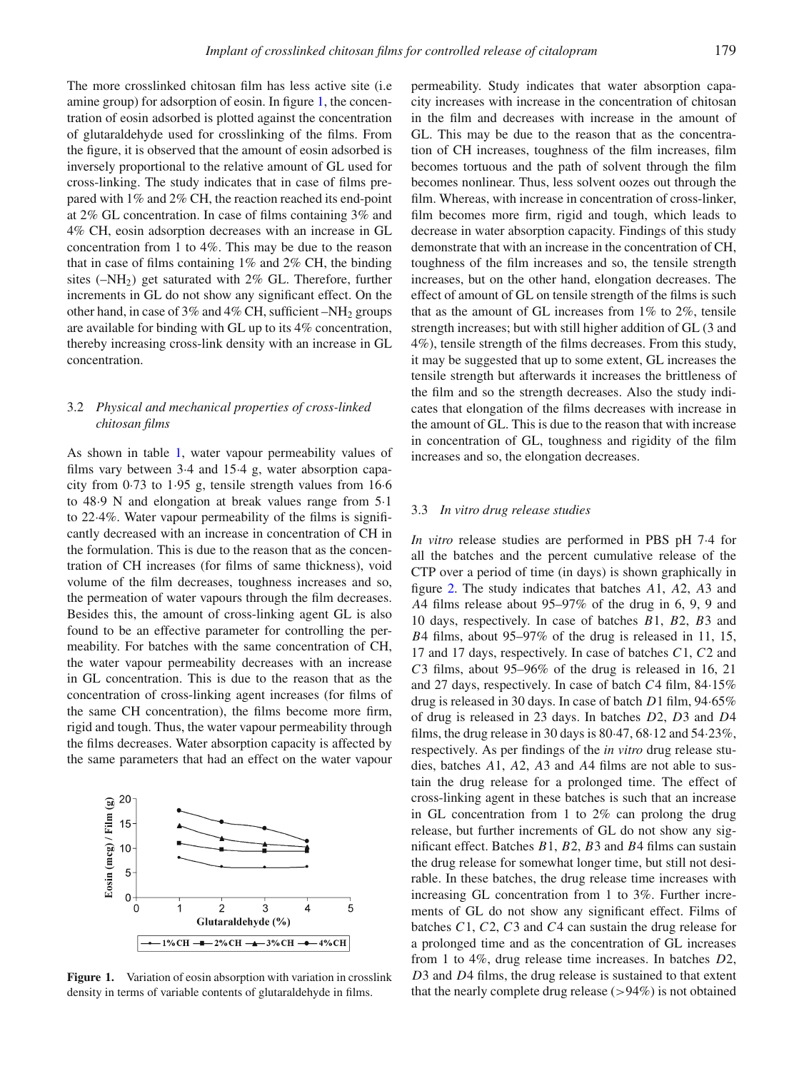The more crosslinked chitosan film has less active site (i.e amine group) for adsorption of eosin. In figure 1, the concentration of eosin adsorbed is plotted against the concentration of glutaraldehyde used for crosslinking of the films. From the figure, it is observed that the amount of eosin adsorbed is inversely proportional to the relative amount of GL used for cross-linking. The study indicates that in case of films prepared with 1% and 2% CH, the reaction reached its end-point at 2% GL concentration. In case of films containing 3% and 4% CH, eosin adsorption decreases with an increase in GL concentration from 1 to 4%. This may be due to the reason that in case of films containing 1% and 2% CH, the binding sites ($-NH_2$) get saturated with 2% GL. Therefore, further increments in GL do not show any significant effect. On the other hand, in case of 3% and 4% CH, sufficient $-NH_2$ groups are available for binding with GL up to its 4% concentration, thereby increasing cross-link density with an increase in GL concentration.

### 3.2 *Physical and mechanical properties of cross-linked chitosan films*

As shown in table 1, water vapour permeability values of films vary between 3·4 and 15·4 g, water absorption capacity from 0·73 to 1·95 g, tensile strength values from 16·6 to 48·9 N and elongation at break values range from 5·1 to 22·4%. Water vapour permeability of the films is significantly decreased with an increase in concentration of CH in the formulation. This is due to the reason that as the concentration of CH increases (for films of same thickness), void volume of the film decreases, toughness increases and so, the permeation of water vapours through the film decreases. Besides this, the amount of cross-linking agent GL is also found to be an effective parameter for controlling the permeability. For batches with the same concentration of CH, the water vapour permeability decreases with an increase in GL concentration. This is due to the reason that as the concentration of cross-linking agent increases (for films of the same CH concentration), the films become more firm, rigid and tough. Thus, the water vapour permeability through the films decreases. Water absorption capacity is affected by the same parameters that had an effect on the water vapour permeability. Study indicates that water absorption capacity increases with increase in the concentration of chitosan in the film and decreases with increase in the amount of GL. This may be due to the reason that as the concentration of CH increases, toughness of the film increases, film becomes tortuous and the path of solvent through the film becomes nonlinear. Thus, less solvent oozes out through the film. Whereas, with increase in concentration of cross-linker, film becomes more firm, rigid and tough, which leads to decrease in water absorption capacity. Findings of this study demonstrate that with an increase in the concentration of CH, toughness of the film increases and so, the tensile strength increases, but on the other hand, elongation decreases. The effect of amount of GL on tensile strength of the films is such that as the amount of GL increases from 1% to 2%, tensile strength increases; but with still higher addition of GL (3 and 4%), tensile strength of the films decreases. From this study, it may be suggested that up to some extent, GL increases the tensile strength but afterwards it increases the brittleness of the film and so the strength decreases. Also the study indicates that elongation of the films decreases with increase in the amount of GL. This is due to the reason that with increase in concentration of GL, toughness and rigidity of the film increases and so, the elongation decreases.

Eosin (mcg) / Film (g)
20
15
10
5
0
0 1 2 3 4 5
Glutaraldehyde (%)
1% CH 2% CH 3% CH 4% CH

**Figure 1.** Variation of eosin absorption with variation in crosslink density in terms of variable contents of glutaraldehyde in films.

### 3.3 *In vitro drug release studies*

*In vitro* release studies are performed in PBS pH 7·4 for all the batches and the percent cumulative release of the CTP over a period of time (in days) is shown graphically in figure 2. The study indicates that batches *A*1, *A*2, *A*3 and *A*4 films release about 95–97% of the drug in 6, 9, 9 and 10 days, respectively. In case of batches *B*1, *B*2, *B*3 and *B*4 films, about 95–97% of the drug is released in 11, 15, 17 and 17 days, respectively. In case of batches *C*1, *C*2 and *C*3 films, about 95–96% of the drug is released in 16, 21 and 27 days, respectively. In case of batch *C*4 film, 84·15% drug is released in 30 days. In case of batch *D*1 film, 94·65% of drug is released in 23 days. In batches *D*2, *D*3 and *D*4 films, the drug release in 30 days is 80·47, 68·12 and 54·23%, respectively. As per findings of the *in vitro* drug release studies, batches *A*1, *A*2, *A*3 and *A*4 films are not able to sustain the drug release for a prolonged time. The effect of cross-linking agent in these batches is such that an increase in GL concentration from 1 to 2% can prolong the drug release, but further increments of GL do not show any significant effect. Batches *B*1, *B*2, *B*3 and *B*4 films can sustain the drug release for somewhat longer time, but still not desirable. In these batches, the drug release time increases with increasing GL concentration from 1 to 3%. Further increments of GL do not show any significant effect. Films of batches *C*1, *C*2, *C*3 and *C*4 can sustain the drug release for a prolonged time and as the concentration of GL increases from 1 to 4%, drug release time increases. In batches *D*2, *D*3 and *D*4 films, the drug release is sustained to that extent that the nearly complete drug release (>94%) is not obtained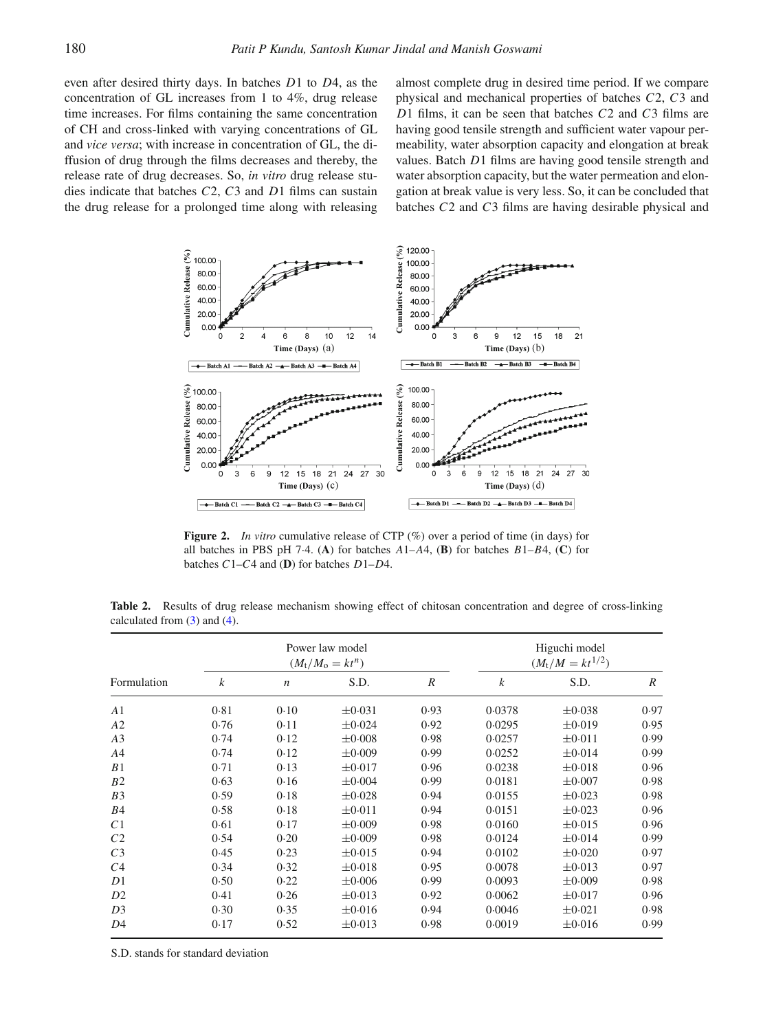even after desired thirty days. In batches $D1$ to $D4$, as the concentration of GL increases from 1 to 4%, drug release time increases. For films containing the same concentration of CH and cross-linked with varying concentrations of GL and *vice versa*; with increase in concentration of GL, the diffusion of drug through the films decreases and thereby, the release rate of drug decreases. So, *in vitro* drug release studies indicate that batches $C2$, $C3$ and $D1$ films can sustain the drug release for a prolonged time along with releasing almost complete drug in desired time period. If we compare physical and mechanical properties of batches $C2$, $C3$ and $D1$ films, it can be seen that batches $C2$ and $C3$ films are having good tensile strength and sufficient water vapour permeability, water absorption capacity and elongation at break values. Batch $D1$ films are having good tensile strength and water absorption capacity, but the water permeation and elongation at break value is very less. So, it can be concluded that batches $C2$ and $C3$ films are having desirable physical and

**Figure 2.** *In vitro* cumulative release of CTP (%) over a period of time (in days) for all batches in PBS pH 7·4. (**A**) for batches $A1$–$A4$, (**B**) for batches $B1$–$B4$, (**C**) for batches $C1$–$C4$ and (**D**) for batches $D1$–$D4$.

**Table 2.** Results of drug release mechanism showing effect of chitosan concentration and degree of cross-linking calculated from (3) and (4).

| Formulation | Power law model ($M_t/M_o = kt^n$) | | | | Higuchi model ($M_t/M = kt^{1/2}$) | | |
|---|---|---|---|---|---|---|---|
| | $k$ | $n$ | S.D. | $R$ | $k$ | S.D. | $R$ |
| $A1$ | 0·81 | 0·10 | ±0·031 | 0·93 | 0·0378 | ±0·038 | 0·97 |
| $A2$ | 0·76 | 0·11 | ±0·024 | 0·92 | 0·0295 | ±0·019 | 0·95 |
| $A3$ | 0·74 | 0·12 | ±0·008 | 0·98 | 0·0257 | ±0·011 | 0·99 |
| $A4$ | 0·74 | 0·12 | ±0·009 | 0·99 | 0·0252 | ±0·014 | 0·99 |
| $B1$ | 0·71 | 0·13 | ±0·017 | 0·96 | 0·0238 | ±0·018 | 0·96 |
| $B2$ | 0·63 | 0·16 | ±0·004 | 0·99 | 0·0181 | ±0·007 | 0·98 |
| $B3$ | 0·59 | 0·18 | ±0·028 | 0·94 | 0·0155 | ±0·023 | 0·98 |
| $B4$ | 0·58 | 0·18 | ±0·011 | 0·94 | 0·0151 | ±0·023 | 0·96 |
| $C1$ | 0·61 | 0·17 | ±0·009 | 0·98 | 0·0160 | ±0·015 | 0·96 |
| $C2$ | 0·54 | 0·20 | ±0·009 | 0·98 | 0·0124 | ±0·014 | 0·99 |
| $C3$ | 0·45 | 0·23 | ±0·015 | 0·94 | 0·0102 | ±0·020 | 0·97 |
| $C4$ | 0·34 | 0·32 | ±0·018 | 0·95 | 0·0078 | ±0·013 | 0·97 |
| $D1$ | 0·50 | 0·22 | ±0·006 | 0·99 | 0·0093 | ±0·009 | 0·98 |
| $D2$ | 0·41 | 0·26 | ±0·013 | 0·92 | 0·0062 | ±0·017 | 0·96 |
| $D3$ | 0·30 | 0·35 | ±0·016 | 0·94 | 0·0046 | ±0·021 | 0·98 |
| $D4$ | 0·17 | 0·52 | ±0·013 | 0·98 | 0·0019 | ±0·016 | 0·99 |

S.D. stands for standard deviation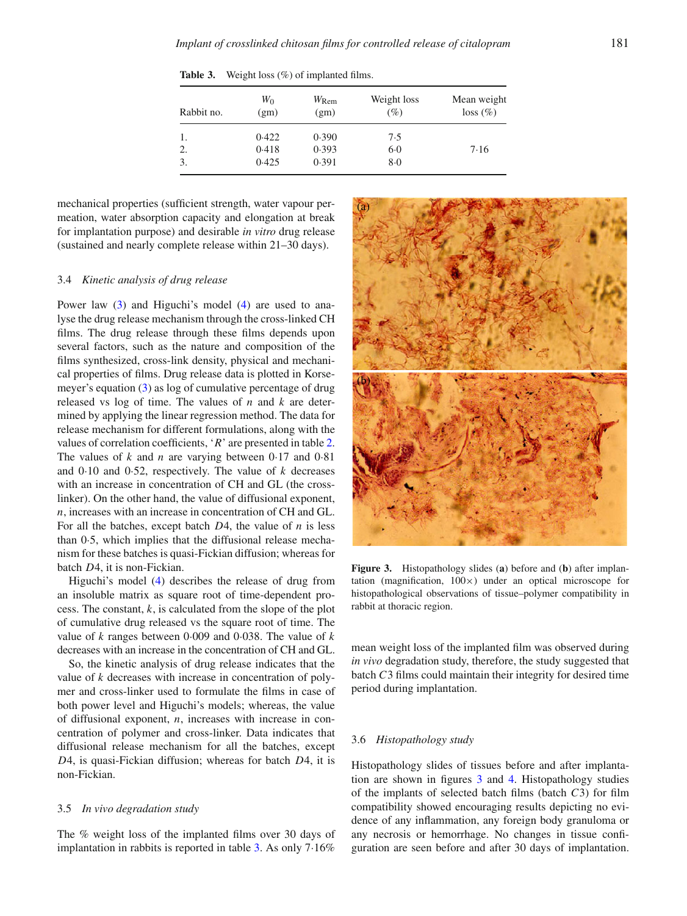**Table 3.** Weight loss (%) of implanted films.

| Rabbit no. | $W_0$ (gm) | $W_{Rem}$ (gm) | Weight loss (%) | Mean weight loss (%) |
|---|---|---|---|---|
| 1. | 0·422 | 0·390 | 7·5 | |
| 2. | 0·418 | 0·393 | 6·0 | 7·16 |
| 3. | 0·425 | 0·391 | 8·0 | |

mechanical properties (sufficient strength, water vapour permeation, water absorption capacity and elongation at break for implantation purpose) and desirable *in vitro* drug release (sustained and nearly complete release within 21–30 days).

### 3.4 *Kinetic analysis of drug release*

Power law (3) and Higuchi's model (4) are used to analyse the drug release mechanism through the cross-linked CH films. The drug release through these films depends upon several factors, such as the nature and composition of the films synthesized, cross-link density, physical and mechanical properties of films. Drug release data is plotted in Korsemeyer's equation (3) as log of cumulative percentage of drug released vs log of time. The values of $n$ and $k$ are determined by applying the linear regression method. The data for release mechanism for different formulations, along with the values of correlation coefficients, '$R$' are presented in table 2. The values of $k$ and $n$ are varying between 0·17 and 0·81 and 0·10 and 0·52, respectively. The value of $k$ decreases with an increase in concentration of CH and GL (the cross-linker). On the other hand, the value of diffusional exponent, $n$, increases with an increase in concentration of CH and GL. For all the batches, except batch $D4$, the value of $n$ is less than 0·5, which implies that the diffusional release mechanism for these batches is quasi-Fickian diffusion; whereas for batch $D4$, it is non-Fickian.

Higuchi's model (4) describes the release of drug from an insoluble matrix as square root of time-dependent process. The constant, $k$, is calculated from the slope of the plot of cumulative drug released vs the square root of time. The value of $k$ ranges between 0·009 and 0·038. The value of $k$ decreases with an increase in the concentration of CH and GL.

So, the kinetic analysis of drug release indicates that the value of $k$ decreases with increase in concentration of polymer and cross-linker used to formulate the films in case of both power level and Higuchi's models; whereas, the value of diffusional exponent, $n$, increases with increase in concentration of polymer and cross-linker. Data indicates that diffusional release mechanism for all the batches, except $D4$, is quasi-Fickian diffusion; whereas for batch $D4$, it is non-Fickian.

### 3.5 *In vivo degradation study*

The % weight loss of the implanted films over 30 days of implantation in rabbits is reported in table 3. As only 7·16% mean weight loss of the implanted film was observed during *in vivo* degradation study, therefore, the study suggested that batch $C3$ films could maintain their integrity for desired time period during implantation.

**Figure 3.** Histopathology slides (**a**) before and (**b**) after implantation (magnification, 100×) under an optical microscope for histopathological observations of tissue–polymer compatibility in rabbit at thoracic region.

### 3.6 *Histopathology study*

Histopathology slides of tissues before and after implantation are shown in figures 3 and 4. Histopathology studies of the implants of selected batch films (batch $C3$) for film compatibility showed encouraging results depicting no evidence of any inflammation, any foreign body granuloma or any necrosis or hemorrhage. No changes in tissue configuration are seen before and after 30 days of implantation.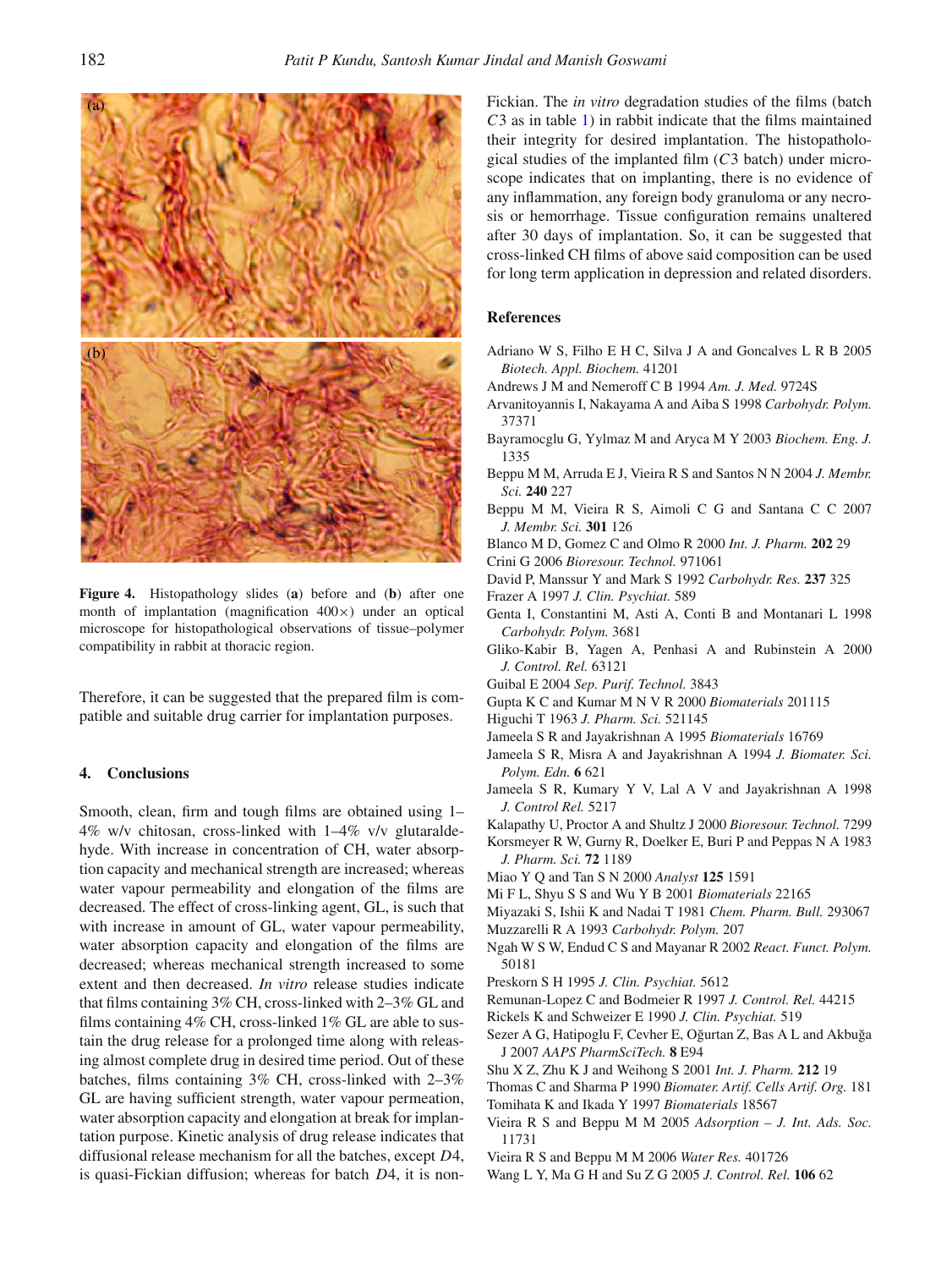Figure 4. Histopathology slides (**a**) before and (**b**) after one month of implantation (magnification 400×) under an optical microscope for histopathological observations of tissue–polymer compatibility in rabbit at thoracic region.

Therefore, it can be suggested that the prepared film is compatible and suitable drug carrier for implantation purposes.

## 4. Conclusions

Smooth, clean, firm and tough films are obtained using 1–4% w/v chitosan, cross-linked with 1–4% v/v glutaraldehyde. With increase in concentration of CH, water absorption capacity and mechanical strength are increased; whereas water vapour permeability and elongation of the films are decreased. The effect of cross-linking agent, GL, is such that with increase in amount of GL, water vapour permeability, water absorption capacity and elongation of the films are decreased; whereas mechanical strength increased to some extent and then decreased. *In vitro* release studies indicate that films containing 3% CH, cross-linked with 2–3% GL and films containing 4% CH, cross-linked 1% GL are able to sustain the drug release for a prolonged time along with releasing almost complete drug in desired time period. Out of these batches, films containing 3% CH, cross-linked with 2–3% GL are having sufficient strength, water vapour permeation, water absorption capacity and elongation at break for implantation purpose. Kinetic analysis of drug release indicates that diffusional release mechanism for all the batches, except *D*4, is quasi-Fickian diffusion; whereas for batch *D*4, it is non-Fickian. The *in vitro* degradation studies of the films (batch *C*3 as in table 1) in rabbit indicate that the films maintained their integrity for desired implantation. The histopathological studies of the implanted film (*C*3 batch) under microscope indicates that on implanting, there is no evidence of any inflammation, any foreign body granuloma or any necrosis or hemorrhage. Tissue configuration remains unaltered after 30 days of implantation. So, it can be suggested that cross-linked CH films of above said composition can be used for long term application in depression and related disorders.

## References

Adriano W S, Filho E H C, Silva J A and Goncalves L R B 2005 *Biotech. Appl. Biochem.* 41201

Andrews J M and Nemeroff C B 1994 *Am. J. Med.* 9724S

Arvanitoyannis I, Nakayama A and Aiba S 1998 *Carbohydr. Polym.* 37371

Bayramocglu G, Yylmaz M and Aryca M Y 2003 *Biochem. Eng. J.* 1335

Beppu M M, Arruda E J, Vieira R S and Santos N N 2004 *J. Membr. Sci.* **240** 227

Beppu M M, Vieira R S, Aimoli C G and Santana C C 2007 *J. Membr. Sci.* **301** 126

Blanco M D, Gomez C and Olmo R 2000 *Int. J. Pharm.* **202** 29

Crini G 2006 *Bioresour. Technol.* 971061

David P, Manssur Y and Mark S 1992 *Carbohydr. Res.* **237** 325

Frazer A 1997 *J. Clin. Psychiat.* 589

Genta I, Constantini M, Asti A, Conti B and Montanari L 1998 *Carbohydr. Polym.* 3681

Gliko-Kabir B, Yagen A, Penhasi A and Rubinstein A 2000 *J. Control. Rel.* 63121

Guibal E 2004 *Sep. Purif. Technol.* 3843

Gupta K C and Kumar M N V R 2000 *Biomaterials* 201115

Higuchi T 1963 *J. Pharm. Sci.* 521145

Jameela S R and Jayakrishnan A 1995 *Biomaterials* 16769

Jameela S R, Misra A and Jayakrishnan A 1994 *J. Biomater. Sci. Polym. Edn.* **6** 621

Jameela S R, Kumary Y V, Lal A V and Jayakrishnan A 1998 *J. Control Rel.* 5217

Kalapathy U, Proctor A and Shultz J 2000 *Bioresour. Technol.* 7299

Korsmeyer R W, Gurny R, Doelker E, Buri P and Peppas N A 1983 *J. Pharm. Sci.* **72** 1189

Miao Y Q and Tan S N 2000 *Analyst* **125** 1591

Mi F L, Shyu S S and Wu Y B 2001 *Biomaterials* 22165

Miyazaki S, Ishii K and Nadai T 1981 *Chem. Pharm. Bull.* 293067

Muzzarelli R A 1993 *Carbohydr. Polym.* 207

Ngah W S W, Endud C S and Mayanar R 2002 *React. Funct. Polym.* 50181

Preskorn S H 1995 *J. Clin. Psychiat.* 5612

Remunan-Lopez C and Bodmeier R 1997 *J. Control. Rel.* 44215

Rickels K and Schweizer E 1990 *J. Clin. Psychiat.* 519

Sezer A G, Hatipoglu F, Cevher E, Oğurtan Z, Bas A L and Akbuğa J 2007 *AAPS PharmSciTech.* **8** E94

Shu X Z, Zhu K J and Weihong S 2001 *Int. J. Pharm.* **212** 19

Thomas C and Sharma P 1990 *Biomater. Artif. Cells Artif. Org.* 181

Tomihata K and Ikada Y 1997 *Biomaterials* 18567

Vieira R S and Beppu M M 2005 *Adsorption – J. Int. Ads. Soc.* 11731

Vieira R S and Beppu M M 2006 *Water Res.* 401726

Wang L Y, Ma G H and Su Z G 2005 *J. Control. Rel.* **106** 62